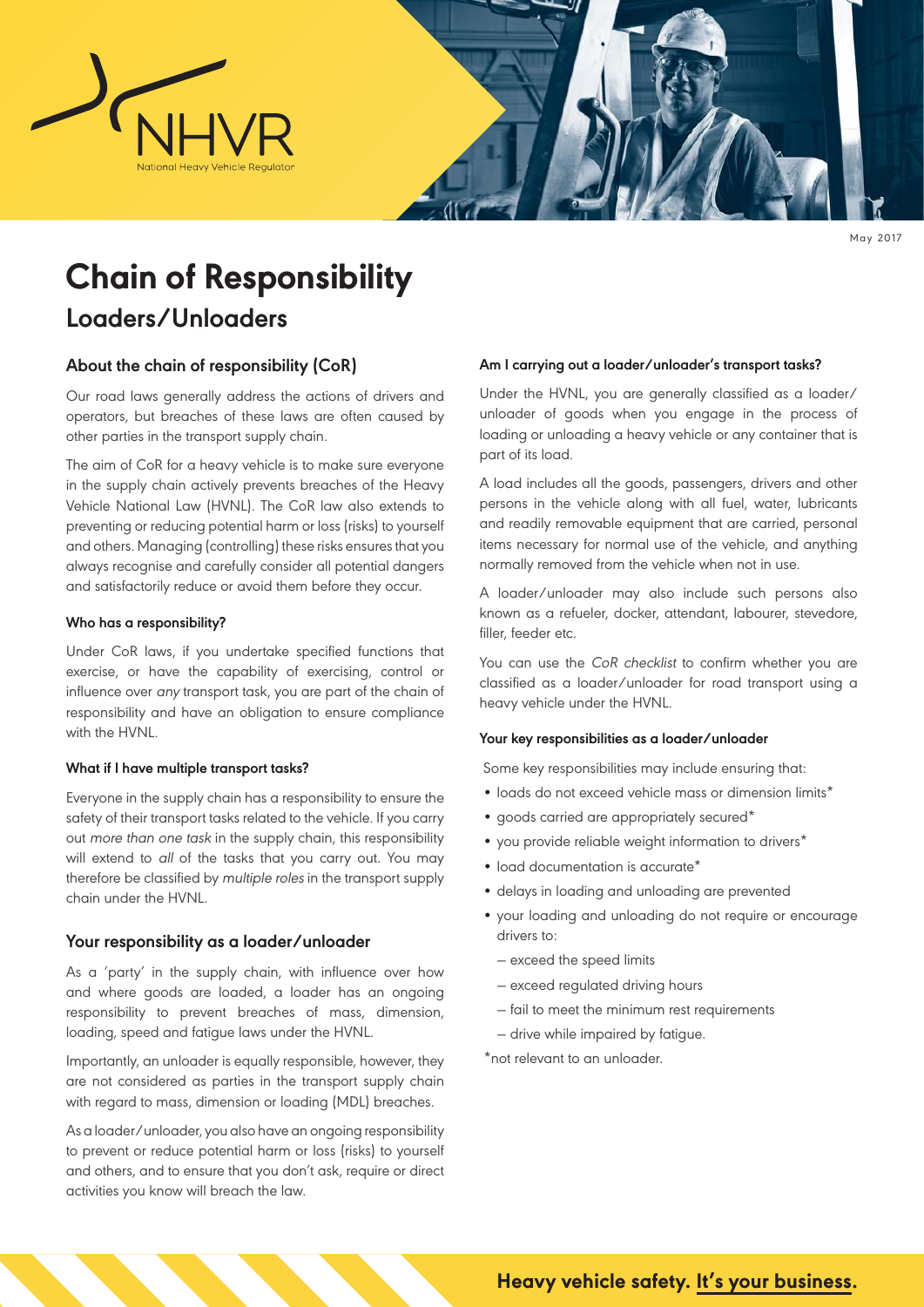NHVR

National Heavy Vehicle Regulator

May 2017

# Chain of Responsibility

## Loaders/Unloaders

### About the chain of responsibility (CoR)

Our road laws generally address the actions of drivers and operators, but breaches of these laws are often caused by other parties in the transport supply chain.

The aim of CoR for a heavy vehicle is to make sure everyone in the supply chain actively prevents breaches of the Heavy Vehicle National Law (HVNL). The CoR law also extends to preventing or reducing potential harm or loss (risks) to yourself and others. Managing (controlling) these risks ensures that you always recognise and carefully consider all potential dangers and satisfactorily reduce or avoid them before they occur.

#### Who has a responsibility?

Under CoR laws, if you undertake specified functions that exercise, or have the capability of exercising, control or influence over *any* transport task, you are part of the chain of responsibility and have an obligation to ensure compliance with the HVNL.

#### What if I have multiple transport tasks?

Everyone in the supply chain has a responsibility to ensure the safety of their transport tasks related to the vehicle. If you carry out *more than one task* in the supply chain, this responsibility will extend to *all* of the tasks that you carry out. You may therefore be classified by *multiple roles* in the transport supply chain under the HVNL.

### Your responsibility as a loader/unloader

As a 'party' in the supply chain, with influence over how and where goods are loaded, a loader has an ongoing responsibility to prevent breaches of mass, dimension, loading, speed and fatigue laws under the HVNL.

Importantly, an unloader is equally responsible, however, they are not considered as parties in the transport supply chain with regard to mass, dimension or loading (MDL) breaches.

As a loader/unloader, you also have an ongoing responsibility to prevent or reduce potential harm or loss (risks) to yourself and others, and to ensure that you don't ask, require or direct activities you know will breach the law.

#### Am I carrying out a loader/unloader's transport tasks?

Under the HVNL, you are generally classified as a loader/unloader of goods when you engage in the process of loading or unloading a heavy vehicle or any container that is part of its load.

A load includes all the goods, passengers, drivers and other persons in the vehicle along with all fuel, water, lubricants and readily removable equipment that are carried, personal items necessary for normal use of the vehicle, and anything normally removed from the vehicle when not in use.

A loader/unloader may also include such persons also known as a refueler, docker, attendant, labourer, stevedore, filler, feeder etc.

You can use the *CoR checklist* to confirm whether you are classified as a loader/unloader for road transport using a heavy vehicle under the HVNL.

#### Your key responsibilities as a loader/unloader

Some key responsibilities may include ensuring that:

- loads do not exceed vehicle mass or dimension limits*
- goods carried are appropriately secured*
- you provide reliable weight information to drivers*
- load documentation is accurate*
- delays in loading and unloading are prevented
- your loading and unloading do not require or encourage drivers to:
  - exceed the speed limits
  - exceed regulated driving hours
  - fail to meet the minimum rest requirements
  - drive while impaired by fatigue.

*not relevant to an unloader.

**Heavy vehicle safety. It's your business.**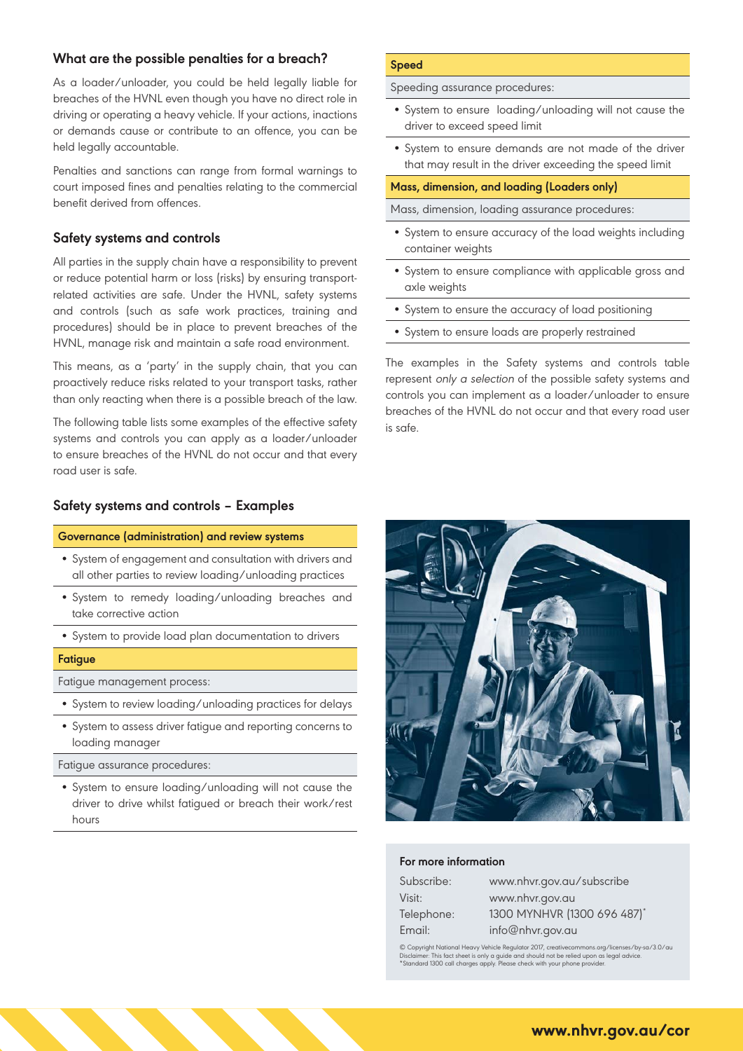## What are the possible penalties for a breach?

As a loader/unloader, you could be held legally liable for breaches of the HVNL even though you have no direct role in driving or operating a heavy vehicle. If your actions, inactions or demands cause or contribute to an offence, you can be held legally accountable.

Penalties and sanctions can range from formal warnings to court imposed fines and penalties relating to the commercial benefit derived from offences.

## Safety systems and controls

All parties in the supply chain have a responsibility to prevent or reduce potential harm or loss (risks) by ensuring transport-related activities are safe. Under the HVNL, safety systems and controls (such as safe work practices, training and procedures) should be in place to prevent breaches of the HVNL, manage risk and maintain a safe road environment.

This means, as a 'party' in the supply chain, that you can proactively reduce risks related to your transport tasks, rather than only reacting when there is a possible breach of the law.

The following table lists some examples of the effective safety systems and controls you can apply as a loader/unloader to ensure breaches of the HVNL do not occur and that every road user is safe.

## Safety systems and controls – Examples

**Governance (administration) and review systems**

- System of engagement and consultation with drivers and all other parties to review loading/unloading practices
- System to remedy loading/unloading breaches and take corrective action
- System to provide load plan documentation to drivers

**Fatigue**

Fatigue management process:

- System to review loading/unloading practices for delays
- System to assess driver fatigue and reporting concerns to loading manager

Fatigue assurance procedures:

- System to ensure loading/unloading will not cause the driver to drive whilst fatigued or breach their work/rest hours

**Speed**

Speeding assurance procedures:

- System to ensure loading/unloading will not cause the driver to exceed speed limit
- System to ensure demands are not made of the driver that may result in the driver exceeding the speed limit

**Mass, dimension, and loading (Loaders only)**

Mass, dimension, loading assurance procedures:

- System to ensure accuracy of the load weights including container weights
- System to ensure compliance with applicable gross and axle weights
- System to ensure the accuracy of load positioning
- System to ensure loads are properly restrained

The examples in the Safety systems and controls table represent *only a selection* of the possible safety systems and controls you can implement as a loader/unloader to ensure breaches of the HVNL do not occur and that every road user is safe.

### For more information

| | |
|---|---|
| Subscribe: | www.nhvr.gov.au/subscribe |
| Visit: | www.nhvr.gov.au |
| Telephone: | 1300 MYNHVR (1300 696 487)* |
| Email: | info@nhvr.gov.au |

© Copyright National Heavy Vehicle Regulator 2017, creativecommons.org/licenses/by-sa/3.0/au
Disclaimer: This fact sheet is only a guide and should not be relied upon as legal advice.
*Standard 1300 call charges apply. Please check with your phone provider.

**www.nhvr.gov.au/cor**